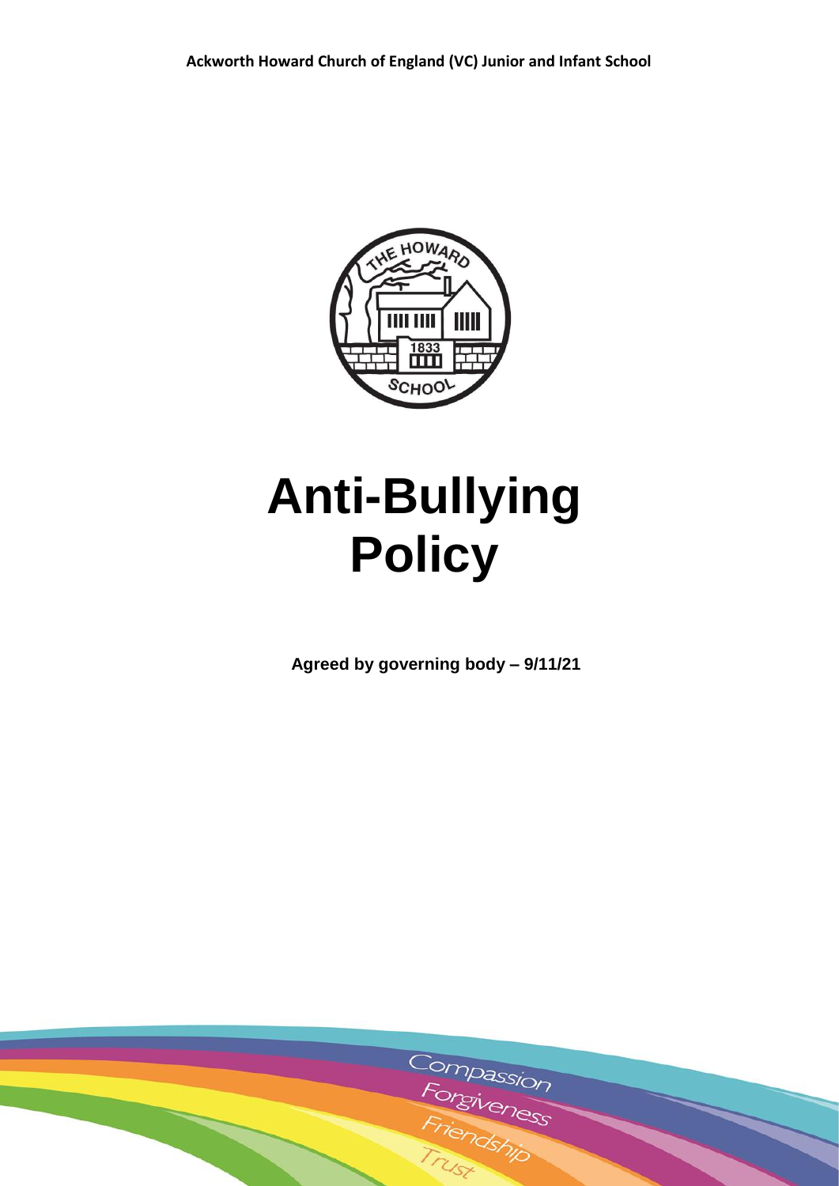**Ackworth Howard Church of England (VC) Junior and Infant School**

# Anti-Bullying Policy

**Agreed by governing body – 9/11/21**

Compassion

Forgiveness

Friendship

Trust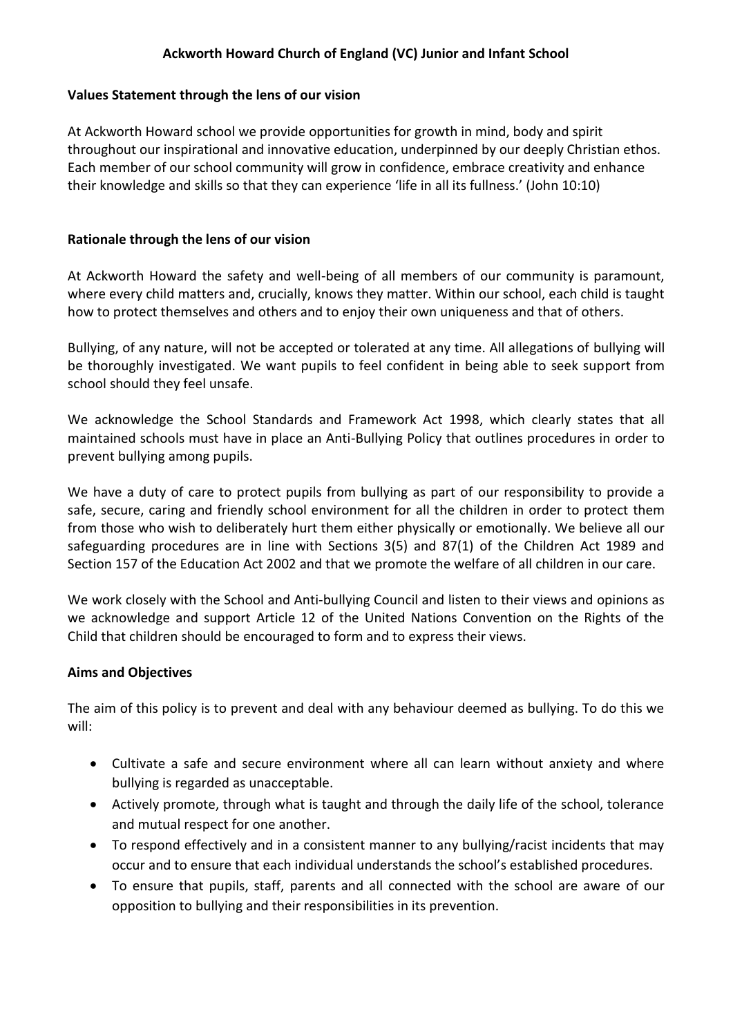**Ackworth Howard Church of England (VC) Junior and Infant School**

## Values Statement through the lens of our vision

At Ackworth Howard school we provide opportunities for growth in mind, body and spirit throughout our inspirational and innovative education, underpinned by our deeply Christian ethos. Each member of our school community will grow in confidence, embrace creativity and enhance their knowledge and skills so that they can experience 'life in all its fullness.' (John 10:10)

## Rationale through the lens of our vision

At Ackworth Howard the safety and well-being of all members of our community is paramount, where every child matters and, crucially, knows they matter. Within our school, each child is taught how to protect themselves and others and to enjoy their own uniqueness and that of others.

Bullying, of any nature, will not be accepted or tolerated at any time. All allegations of bullying will be thoroughly investigated. We want pupils to feel confident in being able to seek support from school should they feel unsafe.

We acknowledge the School Standards and Framework Act 1998, which clearly states that all maintained schools must have in place an Anti-Bullying Policy that outlines procedures in order to prevent bullying among pupils.

We have a duty of care to protect pupils from bullying as part of our responsibility to provide a safe, secure, caring and friendly school environment for all the children in order to protect them from those who wish to deliberately hurt them either physically or emotionally. We believe all our safeguarding procedures are in line with Sections 3(5) and 87(1) of the Children Act 1989 and Section 157 of the Education Act 2002 and that we promote the welfare of all children in our care.

We work closely with the School and Anti-bullying Council and listen to their views and opinions as we acknowledge and support Article 12 of the United Nations Convention on the Rights of the Child that children should be encouraged to form and to express their views.

## Aims and Objectives

The aim of this policy is to prevent and deal with any behaviour deemed as bullying. To do this we will:

- Cultivate a safe and secure environment where all can learn without anxiety and where bullying is regarded as unacceptable.
- Actively promote, through what is taught and through the daily life of the school, tolerance and mutual respect for one another.
- To respond effectively and in a consistent manner to any bullying/racist incidents that may occur and to ensure that each individual understands the school's established procedures.
- To ensure that pupils, staff, parents and all connected with the school are aware of our opposition to bullying and their responsibilities in its prevention.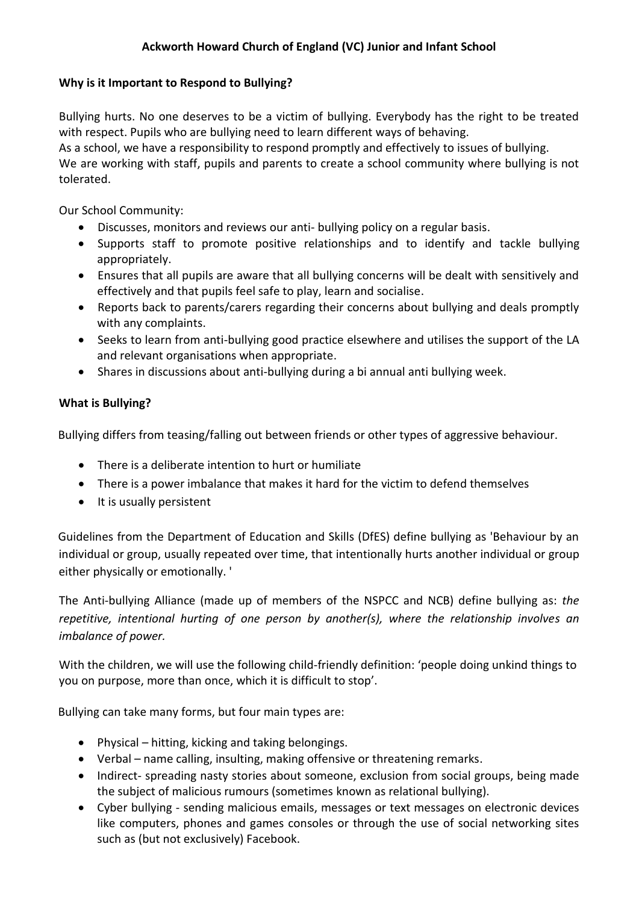**Ackworth Howard Church of England (VC) Junior and Infant School**

**Why is it Important to Respond to Bullying?**

Bullying hurts. No one deserves to be a victim of bullying. Everybody has the right to be treated with respect. Pupils who are bullying need to learn different ways of behaving.
As a school, we have a responsibility to respond promptly and effectively to issues of bullying.
We are working with staff, pupils and parents to create a school community where bullying is not tolerated.

Our School Community:

- Discusses, monitors and reviews our anti- bullying policy on a regular basis.
- Supports staff to promote positive relationships and to identify and tackle bullying appropriately.
- Ensures that all pupils are aware that all bullying concerns will be dealt with sensitively and effectively and that pupils feel safe to play, learn and socialise.
- Reports back to parents/carers regarding their concerns about bullying and deals promptly with any complaints.
- Seeks to learn from anti-bullying good practice elsewhere and utilises the support of the LA and relevant organisations when appropriate.
- Shares in discussions about anti-bullying during a bi annual anti bullying week.

**What is Bullying?**

Bullying differs from teasing/falling out between friends or other types of aggressive behaviour.

- There is a deliberate intention to hurt or humiliate
- There is a power imbalance that makes it hard for the victim to defend themselves
- It is usually persistent

Guidelines from the Department of Education and Skills (DfES) define bullying as 'Behaviour by an individual or group, usually repeated over time, that intentionally hurts another individual or group either physically or emotionally. '

The Anti-bullying Alliance (made up of members of the NSPCC and NCB) define bullying as: *the repetitive, intentional hurting of one person by another(s), where the relationship involves an imbalance of power.*

With the children, we will use the following child-friendly definition: 'people doing unkind things to you on purpose, more than once, which it is difficult to stop'.

Bullying can take many forms, but four main types are:

- Physical – hitting, kicking and taking belongings.
- Verbal – name calling, insulting, making offensive or threatening remarks.
- Indirect- spreading nasty stories about someone, exclusion from social groups, being made the subject of malicious rumours (sometimes known as relational bullying).
- Cyber bullying - sending malicious emails, messages or text messages on electronic devices like computers, phones and games consoles or through the use of social networking sites such as (but not exclusively) Facebook.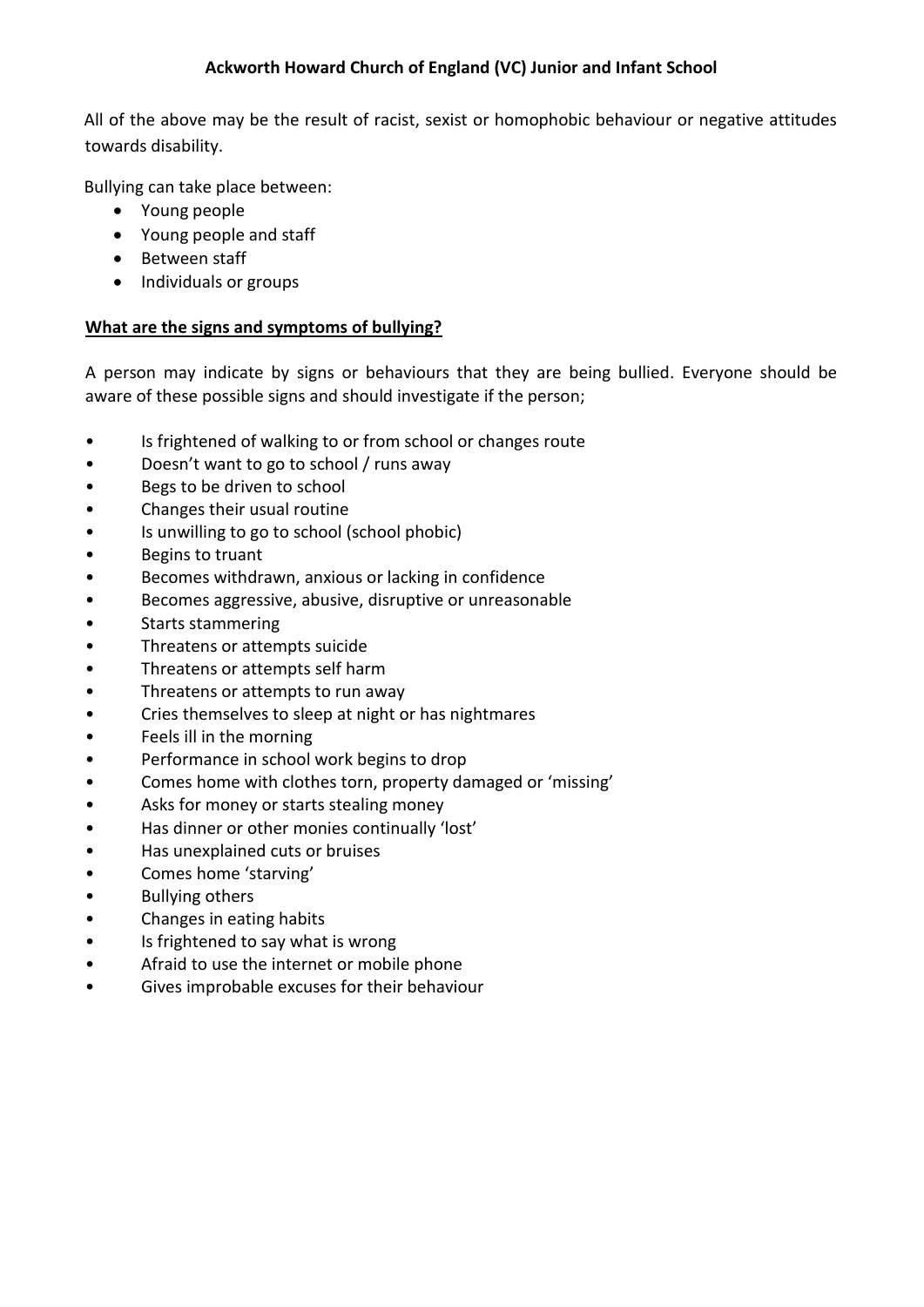All of the above may be the result of racist, sexist or homophobic behaviour or negative attitudes towards disability.

Bullying can take place between:

- Young people
- Young people and staff
- Between staff
- Individuals or groups

**What are the signs and symptoms of bullying?**

A person may indicate by signs or behaviours that they are being bullied. Everyone should be aware of these possible signs and should investigate if the person;

- Is frightened of walking to or from school or changes route
- Doesn't want to go to school / runs away
- Begs to be driven to school
- Changes their usual routine
- Is unwilling to go to school (school phobic)
- Begins to truant
- Becomes withdrawn, anxious or lacking in confidence
- Becomes aggressive, abusive, disruptive or unreasonable
- Starts stammering
- Threatens or attempts suicide
- Threatens or attempts self harm
- Threatens or attempts to run away
- Cries themselves to sleep at night or has nightmares
- Feels ill in the morning
- Performance in school work begins to drop
- Comes home with clothes torn, property damaged or 'missing'
- Asks for money or starts stealing money
- Has dinner or other monies continually 'lost'
- Has unexplained cuts or bruises
- Comes home 'starving'
- Bullying others
- Changes in eating habits
- Is frightened to say what is wrong
- Afraid to use the internet or mobile phone
- Gives improbable excuses for their behaviour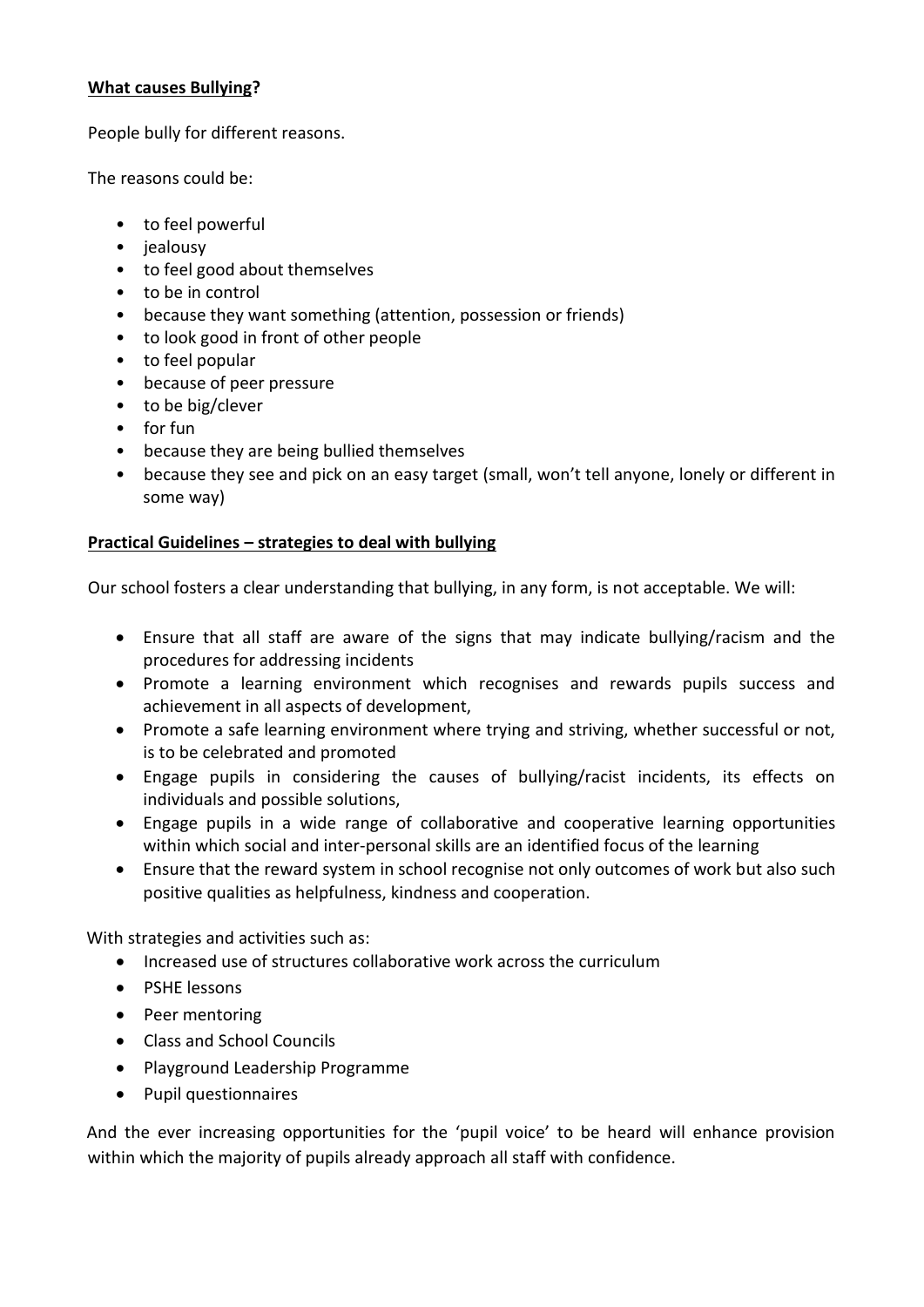**<u>What causes Bullying?</u>**

People bully for different reasons.

The reasons could be:

- to feel powerful
- jealousy
- to feel good about themselves
- to be in control
- because they want something (attention, possession or friends)
- to look good in front of other people
- to feel popular
- because of peer pressure
- to be big/clever
- for fun
- because they are being bullied themselves
- because they see and pick on an easy target (small, won't tell anyone, lonely or different in some way)

**<u>Practical Guidelines – strategies to deal with bullying</u>**

Our school fosters a clear understanding that bullying, in any form, is not acceptable. We will:

- Ensure that all staff are aware of the signs that may indicate bullying/racism and the procedures for addressing incidents
- Promote a learning environment which recognises and rewards pupils success and achievement in all aspects of development,
- Promote a safe learning environment where trying and striving, whether successful or not, is to be celebrated and promoted
- Engage pupils in considering the causes of bullying/racist incidents, its effects on individuals and possible solutions,
- Engage pupils in a wide range of collaborative and cooperative learning opportunities within which social and inter-personal skills are an identified focus of the learning
- Ensure that the reward system in school recognise not only outcomes of work but also such positive qualities as helpfulness, kindness and cooperation.

With strategies and activities such as:

- Increased use of structures collaborative work across the curriculum
- PSHE lessons
- Peer mentoring
- Class and School Councils
- Playground Leadership Programme
- Pupil questionnaires

And the ever increasing opportunities for the 'pupil voice' to be heard will enhance provision within which the majority of pupils already approach all staff with confidence.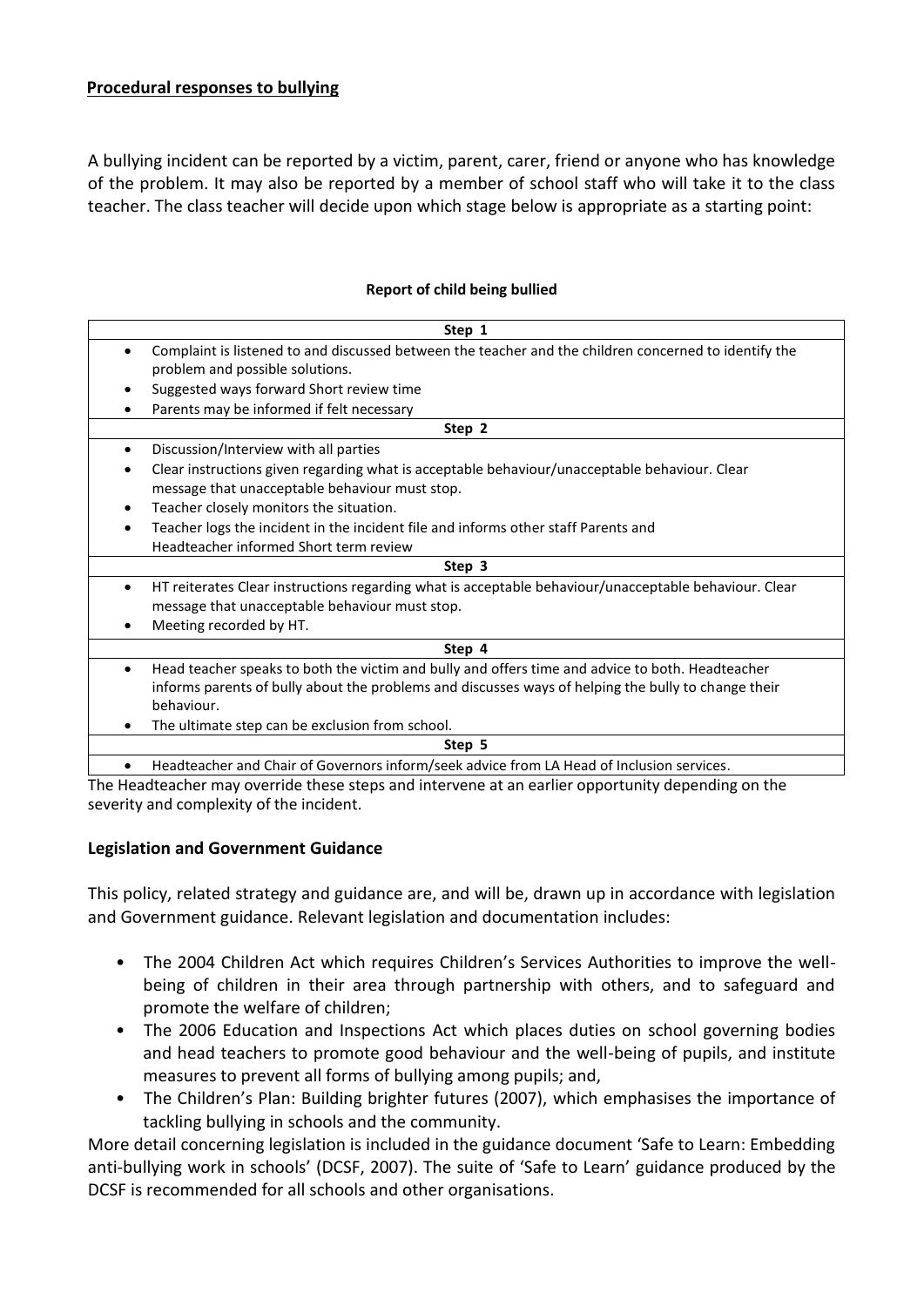**Procedural responses to bullying**

A bullying incident can be reported by a victim, parent, carer, friend or anyone who has knowledge of the problem. It may also be reported by a member of school staff who will take it to the class teacher. The class teacher will decide upon which stage below is appropriate as a starting point:

**Report of child being bullied**

| Step 1 |
|---|
| • Complaint is listened to and discussed between the teacher and the children concerned to identify the problem and possible solutions.<br>• Suggested ways forward Short review time<br>• Parents may be informed if felt necessary |
| **Step 2** |
| • Discussion/Interview with all parties<br>• Clear instructions given regarding what is acceptable behaviour/unacceptable behaviour. Clear message that unacceptable behaviour must stop.<br>• Teacher closely monitors the situation.<br>• Teacher logs the incident in the incident file and informs other staff Parents and Headteacher informed Short term review |
| **Step 3** |
| • HT reiterates Clear instructions regarding what is acceptable behaviour/unacceptable behaviour. Clear message that unacceptable behaviour must stop.<br>• Meeting recorded by HT. |
| **Step 4** |
| • Head teacher speaks to both the victim and bully and offers time and advice to both. Headteacher informs parents of bully about the problems and discusses ways of helping the bully to change their behaviour.<br>• The ultimate step can be exclusion from school. |
| **Step 5** |
| • Headteacher and Chair of Governors inform/seek advice from LA Head of Inclusion services. |

The Headteacher may override these steps and intervene at an earlier opportunity depending on the severity and complexity of the incident.

**Legislation and Government Guidance**

This policy, related strategy and guidance are, and will be, drawn up in accordance with legislation and Government guidance. Relevant legislation and documentation includes:

- The 2004 Children Act which requires Children's Services Authorities to improve the well-being of children in their area through partnership with others, and to safeguard and promote the welfare of children;
- The 2006 Education and Inspections Act which places duties on school governing bodies and head teachers to promote good behaviour and the well-being of pupils, and institute measures to prevent all forms of bullying among pupils; and,
- The Children's Plan: Building brighter futures (2007), which emphasises the importance of tackling bullying in schools and the community.

More detail concerning legislation is included in the guidance document 'Safe to Learn: Embedding anti-bullying work in schools' (DCSF, 2007). The suite of 'Safe to Learn' guidance produced by the DCSF is recommended for all schools and other organisations.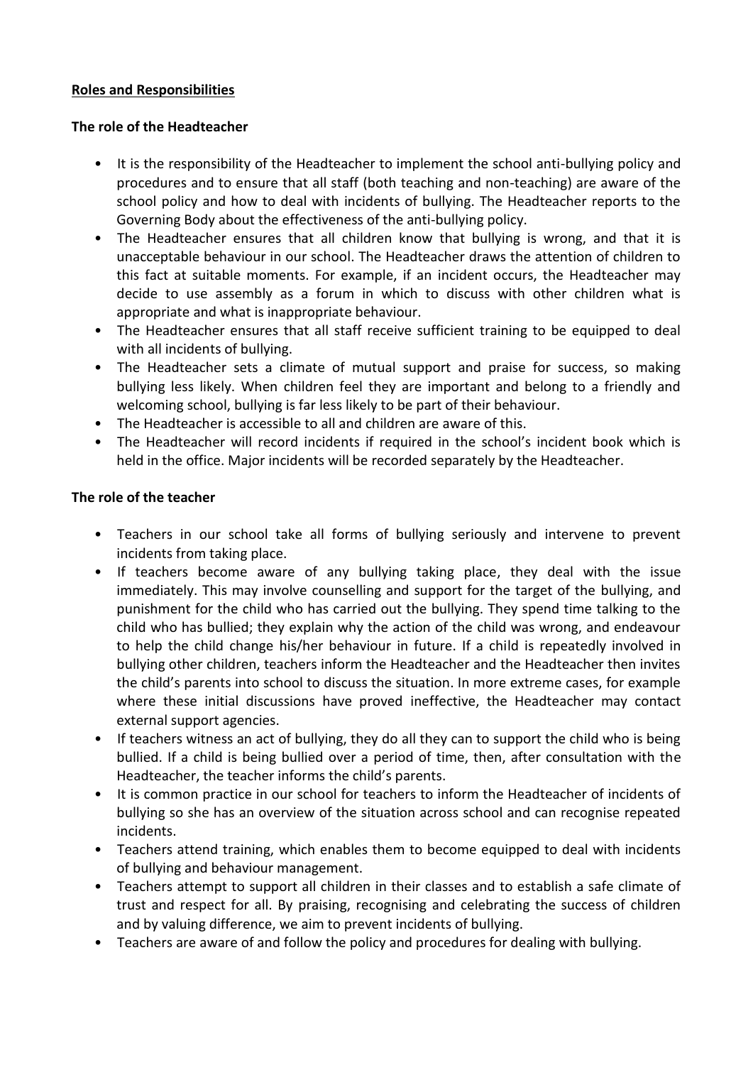**Roles and Responsibilities**

**The role of the Headteacher**

- It is the responsibility of the Headteacher to implement the school anti-bullying policy and procedures and to ensure that all staff (both teaching and non-teaching) are aware of the school policy and how to deal with incidents of bullying. The Headteacher reports to the Governing Body about the effectiveness of the anti-bullying policy.
- The Headteacher ensures that all children know that bullying is wrong, and that it is unacceptable behaviour in our school. The Headteacher draws the attention of children to this fact at suitable moments. For example, if an incident occurs, the Headteacher may decide to use assembly as a forum in which to discuss with other children what is appropriate and what is inappropriate behaviour.
- The Headteacher ensures that all staff receive sufficient training to be equipped to deal with all incidents of bullying.
- The Headteacher sets a climate of mutual support and praise for success, so making bullying less likely. When children feel they are important and belong to a friendly and welcoming school, bullying is far less likely to be part of their behaviour.
- The Headteacher is accessible to all and children are aware of this.
- The Headteacher will record incidents if required in the school's incident book which is held in the office. Major incidents will be recorded separately by the Headteacher.

**The role of the teacher**

- Teachers in our school take all forms of bullying seriously and intervene to prevent incidents from taking place.
- If teachers become aware of any bullying taking place, they deal with the issue immediately. This may involve counselling and support for the target of the bullying, and punishment for the child who has carried out the bullying. They spend time talking to the child who has bullied; they explain why the action of the child was wrong, and endeavour to help the child change his/her behaviour in future. If a child is repeatedly involved in bullying other children, teachers inform the Headteacher and the Headteacher then invites the child's parents into school to discuss the situation. In more extreme cases, for example where these initial discussions have proved ineffective, the Headteacher may contact external support agencies.
- If teachers witness an act of bullying, they do all they can to support the child who is being bullied. If a child is being bullied over a period of time, then, after consultation with the Headteacher, the teacher informs the child's parents.
- It is common practice in our school for teachers to inform the Headteacher of incidents of bullying so she has an overview of the situation across school and can recognise repeated incidents.
- Teachers attend training, which enables them to become equipped to deal with incidents of bullying and behaviour management.
- Teachers attempt to support all children in their classes and to establish a safe climate of trust and respect for all. By praising, recognising and celebrating the success of children and by valuing difference, we aim to prevent incidents of bullying.
- Teachers are aware of and follow the policy and procedures for dealing with bullying.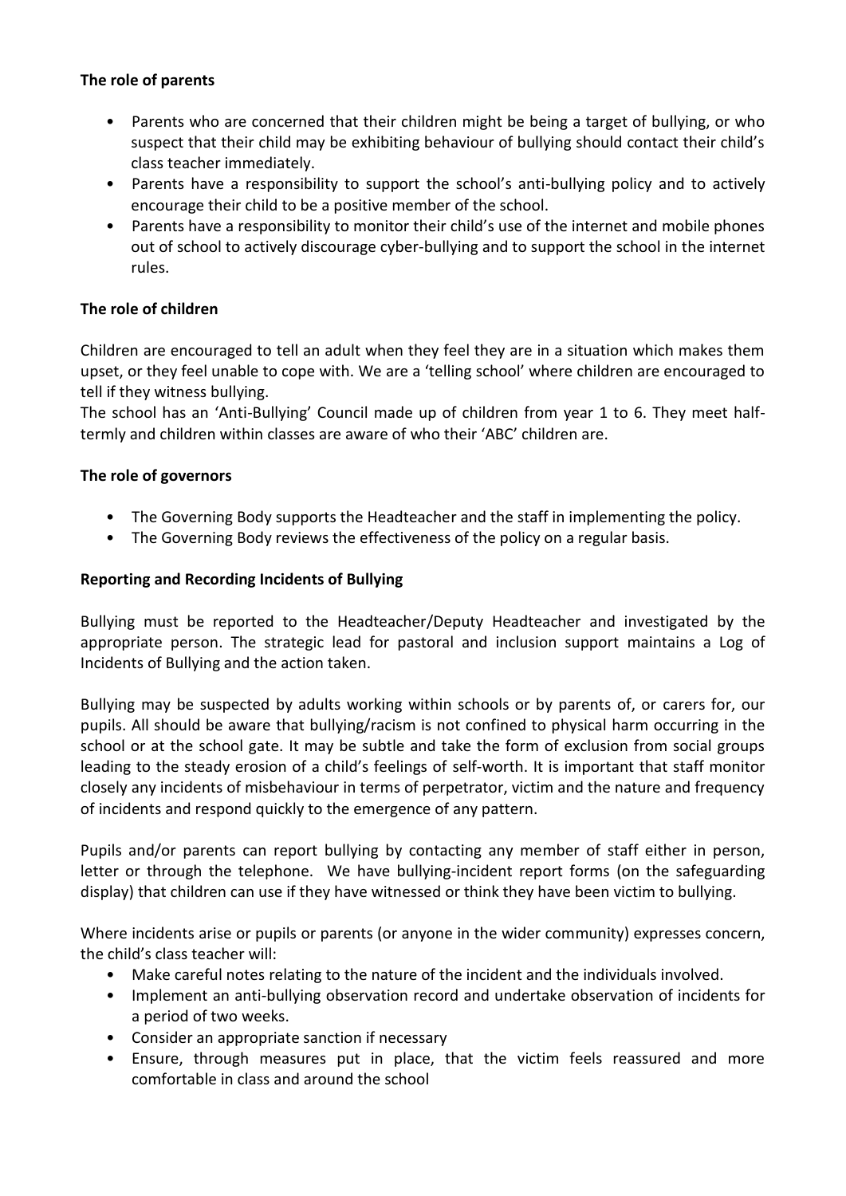**The role of parents**

- Parents who are concerned that their children might be being a target of bullying, or who suspect that their child may be exhibiting behaviour of bullying should contact their child's class teacher immediately.
- Parents have a responsibility to support the school's anti-bullying policy and to actively encourage their child to be a positive member of the school.
- Parents have a responsibility to monitor their child's use of the internet and mobile phones out of school to actively discourage cyber-bullying and to support the school in the internet rules.

**The role of children**

Children are encouraged to tell an adult when they feel they are in a situation which makes them upset, or they feel unable to cope with. We are a 'telling school' where children are encouraged to tell if they witness bullying.
The school has an 'Anti-Bullying' Council made up of children from year 1 to 6. They meet half-termly and children within classes are aware of who their 'ABC' children are.

**The role of governors**

- The Governing Body supports the Headteacher and the staff in implementing the policy.
- The Governing Body reviews the effectiveness of the policy on a regular basis.

**Reporting and Recording Incidents of Bullying**

Bullying must be reported to the Headteacher/Deputy Headteacher and investigated by the appropriate person. The strategic lead for pastoral and inclusion support maintains a Log of Incidents of Bullying and the action taken.

Bullying may be suspected by adults working within schools or by parents of, or carers for, our pupils. All should be aware that bullying/racism is not confined to physical harm occurring in the school or at the school gate. It may be subtle and take the form of exclusion from social groups leading to the steady erosion of a child's feelings of self-worth. It is important that staff monitor closely any incidents of misbehaviour in terms of perpetrator, victim and the nature and frequency of incidents and respond quickly to the emergence of any pattern.

Pupils and/or parents can report bullying by contacting any member of staff either in person, letter or through the telephone. We have bullying-incident report forms (on the safeguarding display) that children can use if they have witnessed or think they have been victim to bullying.

Where incidents arise or pupils or parents (or anyone in the wider community) expresses concern, the child's class teacher will:

- Make careful notes relating to the nature of the incident and the individuals involved.
- Implement an anti-bullying observation record and undertake observation of incidents for a period of two weeks.
- Consider an appropriate sanction if necessary
- Ensure, through measures put in place, that the victim feels reassured and more comfortable in class and around the school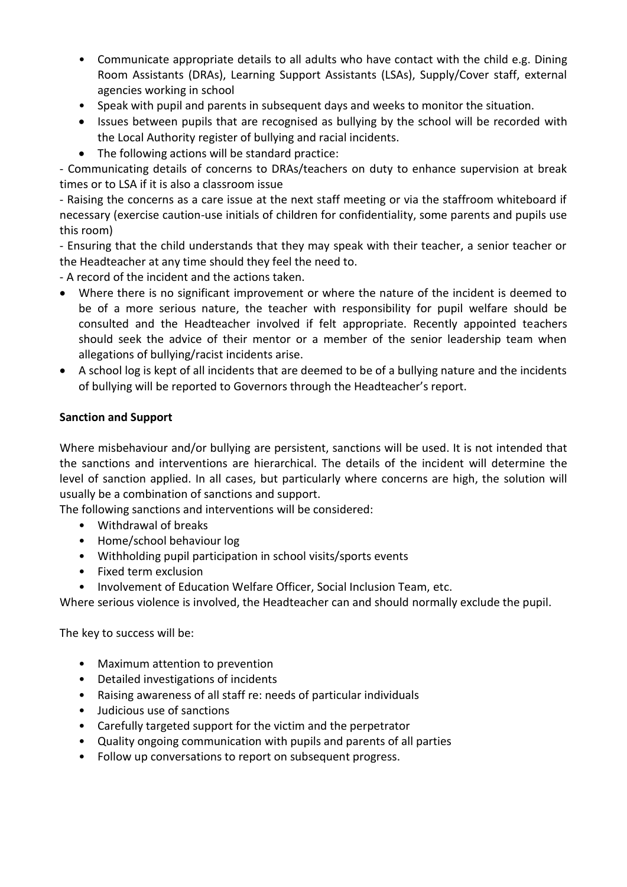- Communicate appropriate details to all adults who have contact with the child e.g. Dining Room Assistants (DRAs), Learning Support Assistants (LSAs), Supply/Cover staff, external agencies working in school
- Speak with pupil and parents in subsequent days and weeks to monitor the situation.
- Issues between pupils that are recognised as bullying by the school will be recorded with the Local Authority register of bullying and racial incidents.
- The following actions will be standard practice:

- Communicating details of concerns to DRAs/teachers on duty to enhance supervision at break times or to LSA if it is also a classroom issue

- Raising the concerns as a care issue at the next staff meeting or via the staffroom whiteboard if necessary (exercise caution-use initials of children for confidentiality, some parents and pupils use this room)

- Ensuring that the child understands that they may speak with their teacher, a senior teacher or the Headteacher at any time should they feel the need to.

- A record of the incident and the actions taken.

- Where there is no significant improvement or where the nature of the incident is deemed to be of a more serious nature, the teacher with responsibility for pupil welfare should be consulted and the Headteacher involved if felt appropriate. Recently appointed teachers should seek the advice of their mentor or a member of the senior leadership team when allegations of bullying/racist incidents arise.
- A school log is kept of all incidents that are deemed to be of a bullying nature and the incidents of bullying will be reported to Governors through the Headteacher's report.

**Sanction and Support**

Where misbehaviour and/or bullying are persistent, sanctions will be used. It is not intended that the sanctions and interventions are hierarchical. The details of the incident will determine the level of sanction applied. In all cases, but particularly where concerns are high, the solution will usually be a combination of sanctions and support.

The following sanctions and interventions will be considered:

- Withdrawal of breaks
- Home/school behaviour log
- Withholding pupil participation in school visits/sports events
- Fixed term exclusion
- Involvement of Education Welfare Officer, Social Inclusion Team, etc.

Where serious violence is involved, the Headteacher can and should normally exclude the pupil.

The key to success will be:

- Maximum attention to prevention
- Detailed investigations of incidents
- Raising awareness of all staff re: needs of particular individuals
- Judicious use of sanctions
- Carefully targeted support for the victim and the perpetrator
- Quality ongoing communication with pupils and parents of all parties
- Follow up conversations to report on subsequent progress.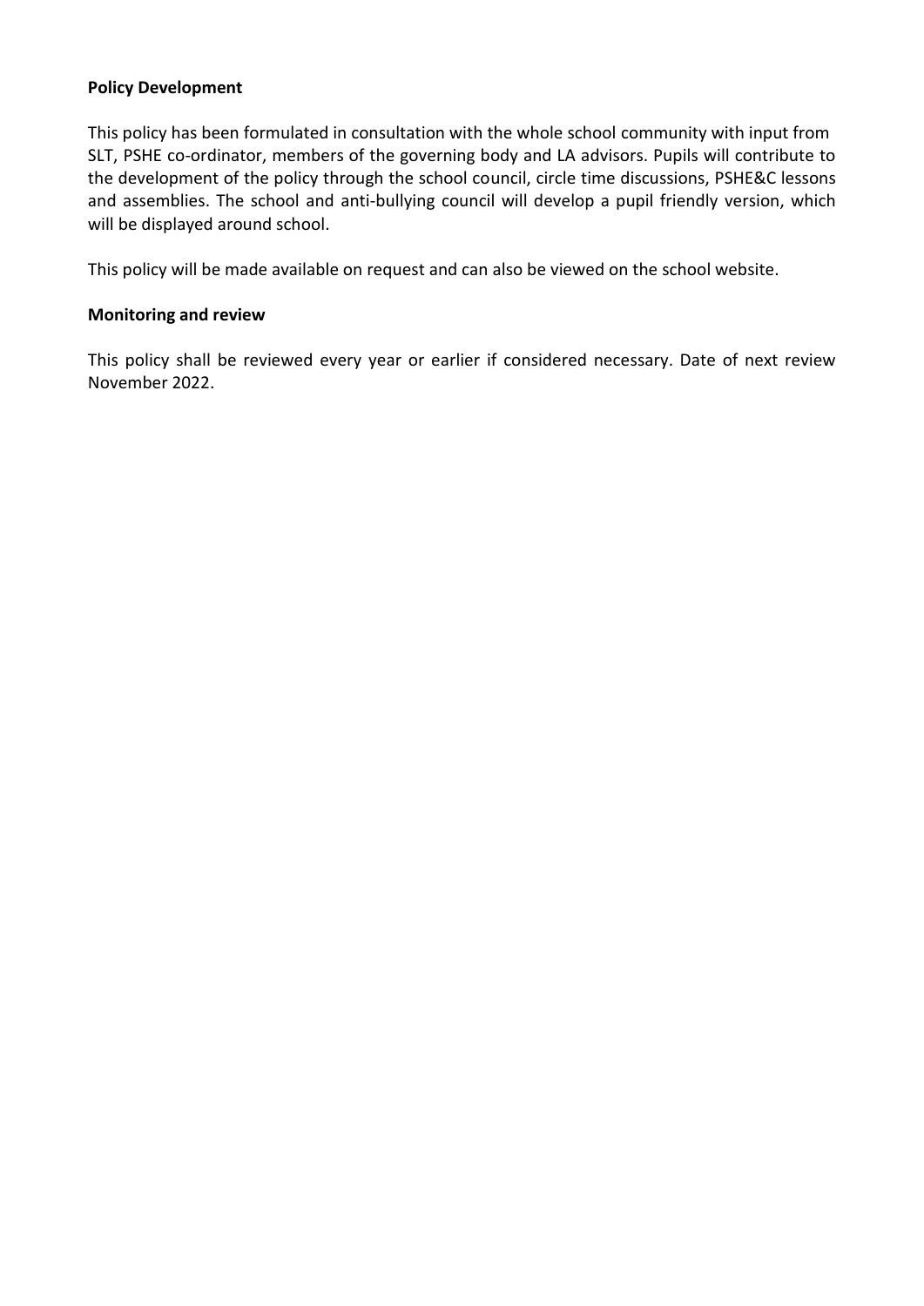**Policy Development**

This policy has been formulated in consultation with the whole school community with input from SLT, PSHE co-ordinator, members of the governing body and LA advisors. Pupils will contribute to the development of the policy through the school council, circle time discussions, PSHE&C lessons and assemblies. The school and anti-bullying council will develop a pupil friendly version, which will be displayed around school.

This policy will be made available on request and can also be viewed on the school website.

**Monitoring and review**

This policy shall be reviewed every year or earlier if considered necessary. Date of next review November 2022.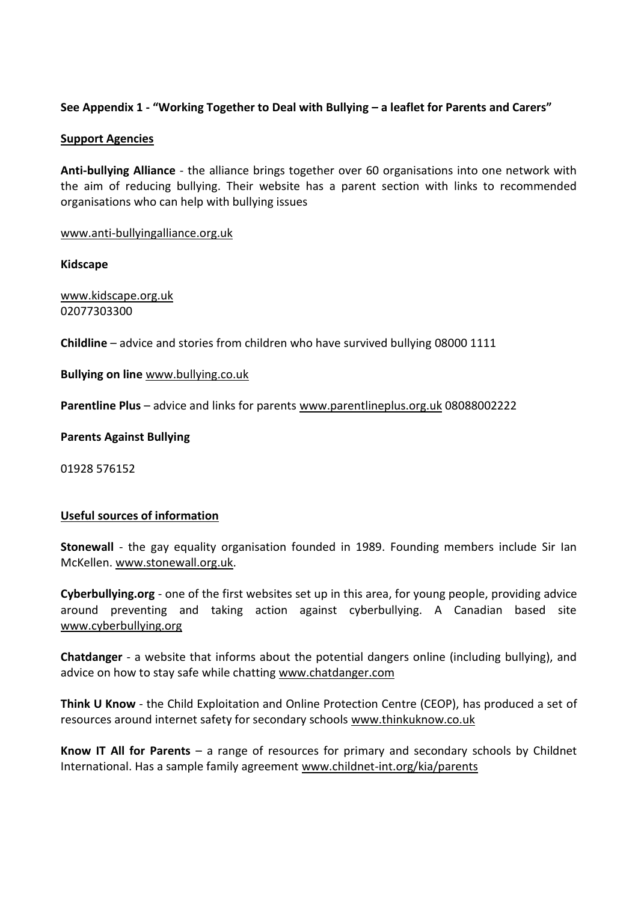**See Appendix 1 - "Working Together to Deal with Bullying – a leaflet for Parents and Carers"**

**Support Agencies**

**Anti-bullying Alliance** - the alliance brings together over 60 organisations into one network with the aim of reducing bullying. Their website has a parent section with links to recommended organisations who can help with bullying issues

www.anti-bullyingalliance.org.uk

**Kidscape**

www.kidscape.org.uk
02077303300

**Childline** – advice and stories from children who have survived bullying 08000 1111

**Bullying on line** www.bullying.co.uk

**Parentline Plus** – advice and links for parents www.parentlineplus.org.uk 08088002222

**Parents Against Bullying**

01928 576152

**Useful sources of information**

**Stonewall** - the gay equality organisation founded in 1989. Founding members include Sir Ian McKellen. www.stonewall.org.uk.

**Cyberbullying.org** - one of the first websites set up in this area, for young people, providing advice around preventing and taking action against cyberbullying. A Canadian based site www.cyberbullying.org

**Chatdanger** - a website that informs about the potential dangers online (including bullying), and advice on how to stay safe while chatting www.chatdanger.com

**Think U Know** - the Child Exploitation and Online Protection Centre (CEOP), has produced a set of resources around internet safety for secondary schools www.thinkuknow.co.uk

**Know IT All for Parents** – a range of resources for primary and secondary schools by Childnet International. Has a sample family agreement www.childnet-int.org/kia/parents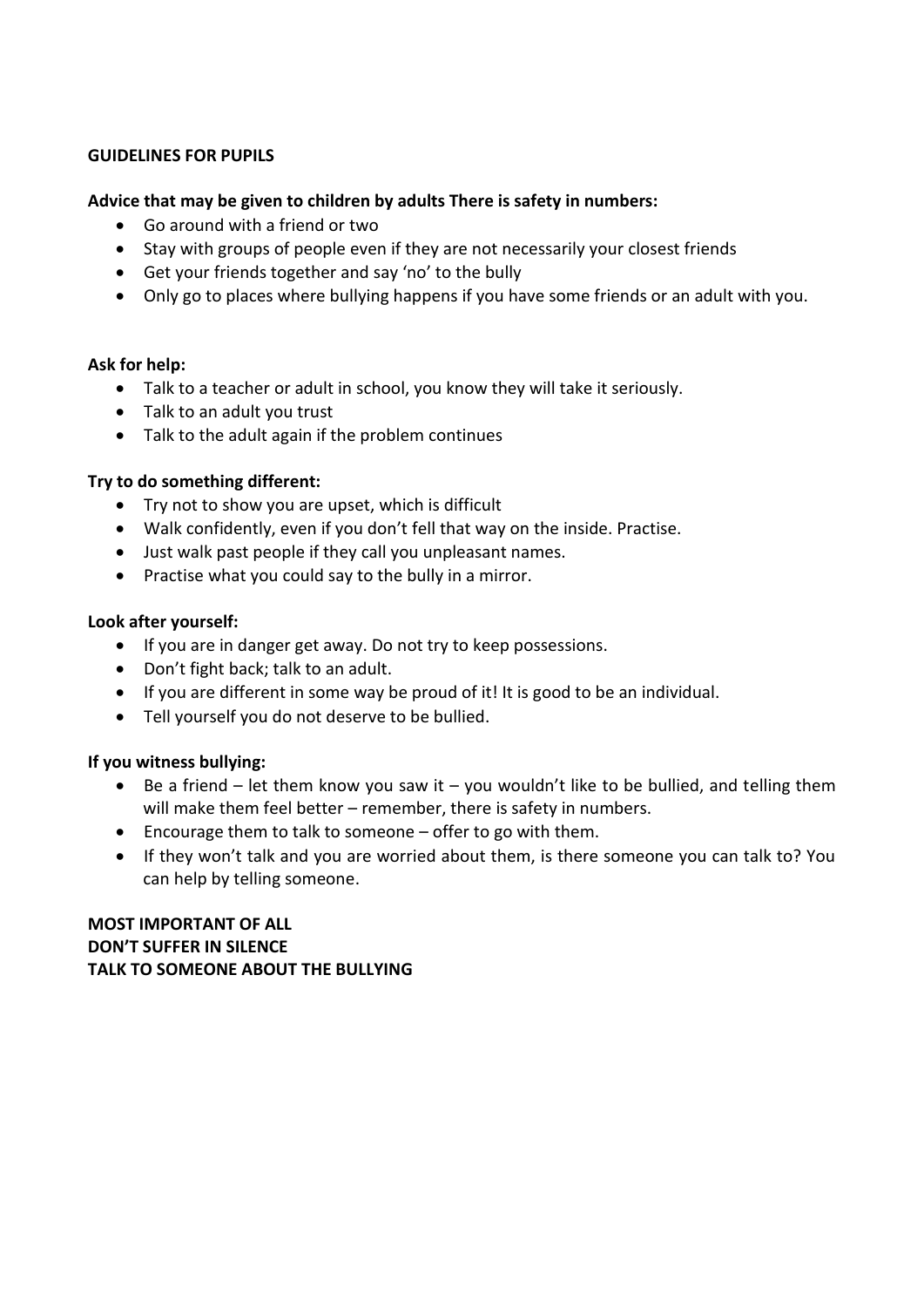**GUIDELINES FOR PUPILS**

**Advice that may be given to children by adults There is safety in numbers:**

- Go around with a friend or two
- Stay with groups of people even if they are not necessarily your closest friends
- Get your friends together and say 'no' to the bully
- Only go to places where bullying happens if you have some friends or an adult with you.

**Ask for help:**

- Talk to a teacher or adult in school, you know they will take it seriously.
- Talk to an adult you trust
- Talk to the adult again if the problem continues

**Try to do something different:**

- Try not to show you are upset, which is difficult
- Walk confidently, even if you don't fell that way on the inside. Practise.
- Just walk past people if they call you unpleasant names.
- Practise what you could say to the bully in a mirror.

**Look after yourself:**

- If you are in danger get away. Do not try to keep possessions.
- Don't fight back; talk to an adult.
- If you are different in some way be proud of it! It is good to be an individual.
- Tell yourself you do not deserve to be bullied.

**If you witness bullying:**

- Be a friend – let them know you saw it – you wouldn't like to be bullied, and telling them will make them feel better – remember, there is safety in numbers.
- Encourage them to talk to someone – offer to go with them.
- If they won't talk and you are worried about them, is there someone you can talk to? You can help by telling someone.

**MOST IMPORTANT OF ALL**
**DON'T SUFFER IN SILENCE**
**TALK TO SOMEONE ABOUT THE BULLYING**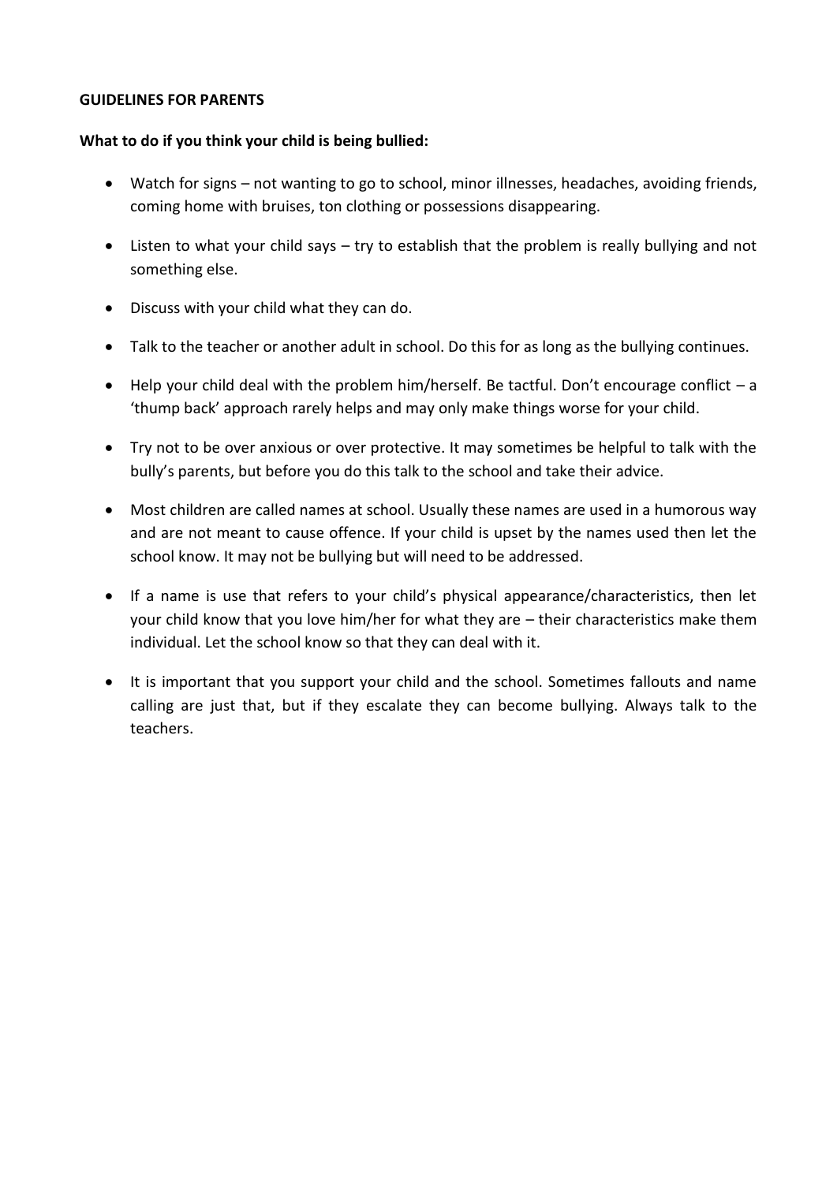**GUIDELINES FOR PARENTS**

**What to do if you think your child is being bullied:**

- Watch for signs – not wanting to go to school, minor illnesses, headaches, avoiding friends, coming home with bruises, ton clothing or possessions disappearing.
- Listen to what your child says – try to establish that the problem is really bullying and not something else.
- Discuss with your child what they can do.
- Talk to the teacher or another adult in school. Do this for as long as the bullying continues.
- Help your child deal with the problem him/herself. Be tactful. Don't encourage conflict – a 'thump back' approach rarely helps and may only make things worse for your child.
- Try not to be over anxious or over protective. It may sometimes be helpful to talk with the bully's parents, but before you do this talk to the school and take their advice.
- Most children are called names at school. Usually these names are used in a humorous way and are not meant to cause offence. If your child is upset by the names used then let the school know. It may not be bullying but will need to be addressed.
- If a name is use that refers to your child's physical appearance/characteristics, then let your child know that you love him/her for what they are – their characteristics make them individual. Let the school know so that they can deal with it.
- It is important that you support your child and the school. Sometimes fallouts and name calling are just that, but if they escalate they can become bullying. Always talk to the teachers.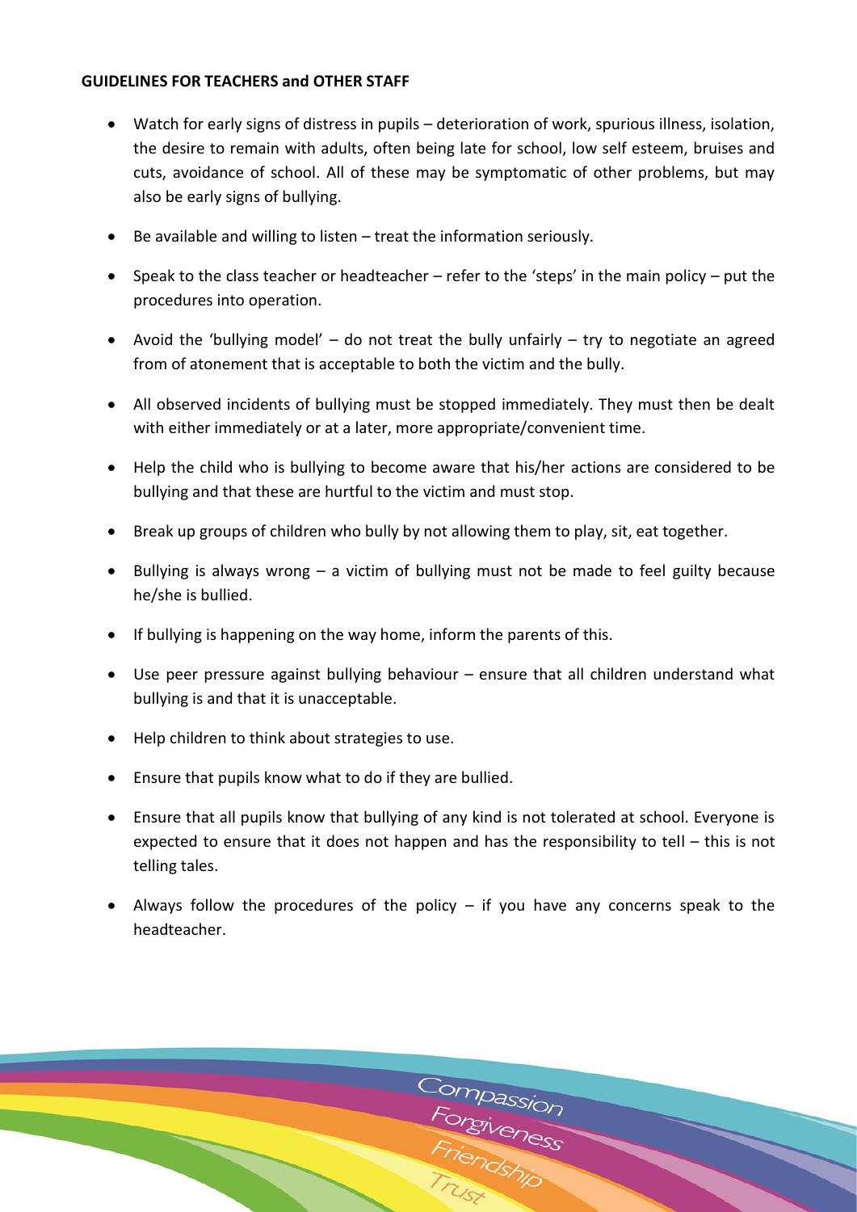**GUIDELINES FOR TEACHERS and OTHER STAFF**

- Watch for early signs of distress in pupils – deterioration of work, spurious illness, isolation, the desire to remain with adults, often being late for school, low self esteem, bruises and cuts, avoidance of school. All of these may be symptomatic of other problems, but may also be early signs of bullying.
- Be available and willing to listen – treat the information seriously.
- Speak to the class teacher or headteacher – refer to the 'steps' in the main policy – put the procedures into operation.
- Avoid the 'bullying model' – do not treat the bully unfairly – try to negotiate an agreed from of atonement that is acceptable to both the victim and the bully.
- All observed incidents of bullying must be stopped immediately. They must then be dealt with either immediately or at a later, more appropriate/convenient time.
- Help the child who is bullying to become aware that his/her actions are considered to be bullying and that these are hurtful to the victim and must stop.
- Break up groups of children who bully by not allowing them to play, sit, eat together.
- Bullying is always wrong – a victim of bullying must not be made to feel guilty because he/she is bullied.
- If bullying is happening on the way home, inform the parents of this.
- Use peer pressure against bullying behaviour – ensure that all children understand what bullying is and that it is unacceptable.
- Help children to think about strategies to use.
- Ensure that pupils know what to do if they are bullied.
- Ensure that all pupils know that bullying of any kind is not tolerated at school. Everyone is expected to ensure that it does not happen and has the responsibility to tell – this is not telling tales.
- Always follow the procedures of the policy – if you have any concerns speak to the headteacher.

Compassion
Forgiveness
Friendship
Trust